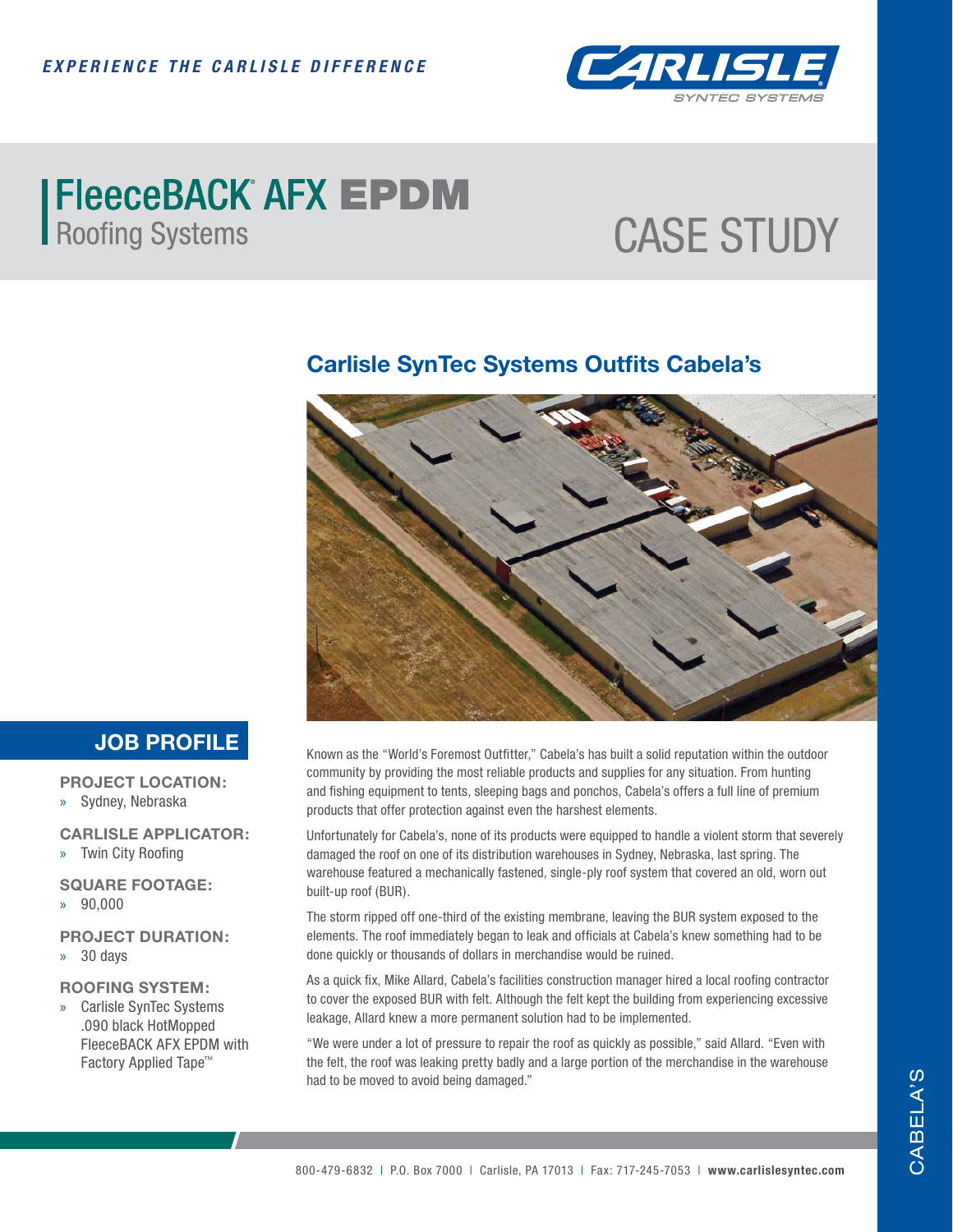*EXPERIENCE THE CARLISLE DIFFERENCE*

# FleeceBACK® AFX EPDM Roofing Systems

# CASE STUDY

## Carlisle SynTec Systems Outfits Cabela's

## JOB PROFILE

**PROJECT LOCATION:**
- Sydney, Nebraska

**CARLISLE APPLICATOR:**
- Twin City Roofing

**SQUARE FOOTAGE:**
- 90,000

**PROJECT DURATION:**
- 30 days

**ROOFING SYSTEM:**
- Carlisle SynTec Systems .090 black HotMopped FleeceBACK AFX EPDM with Factory Applied Tape™

Known as the "World's Foremost Outfitter," Cabela's has built a solid reputation within the outdoor community by providing the most reliable products and supplies for any situation. From hunting and fishing equipment to tents, sleeping bags and ponchos, Cabela's offers a full line of premium products that offer protection against even the harshest elements.

Unfortunately for Cabela's, none of its products were equipped to handle a violent storm that severely damaged the roof on one of its distribution warehouses in Sydney, Nebraska, last spring. The warehouse featured a mechanically fastened, single-ply roof system that covered an old, worn out built-up roof (BUR).

The storm ripped off one-third of the existing membrane, leaving the BUR system exposed to the elements. The roof immediately began to leak and officials at Cabela's knew something had to be done quickly or thousands of dollars in merchandise would be ruined.

As a quick fix, Mike Allard, Cabela's facilities construction manager hired a local roofing contractor to cover the exposed BUR with felt. Although the felt kept the building from experiencing excessive leakage, Allard knew a more permanent solution had to be implemented.

"We were under a lot of pressure to repair the roof as quickly as possible," said Allard. "Even with the felt, the roof was leaking pretty badly and a large portion of the merchandise in the warehouse had to be moved to avoid being damaged."

800-479-6832 | P.O. Box 7000 | Carlisle, PA 17013 | Fax: 717-245-7053 | **www.carlislesyntec.com**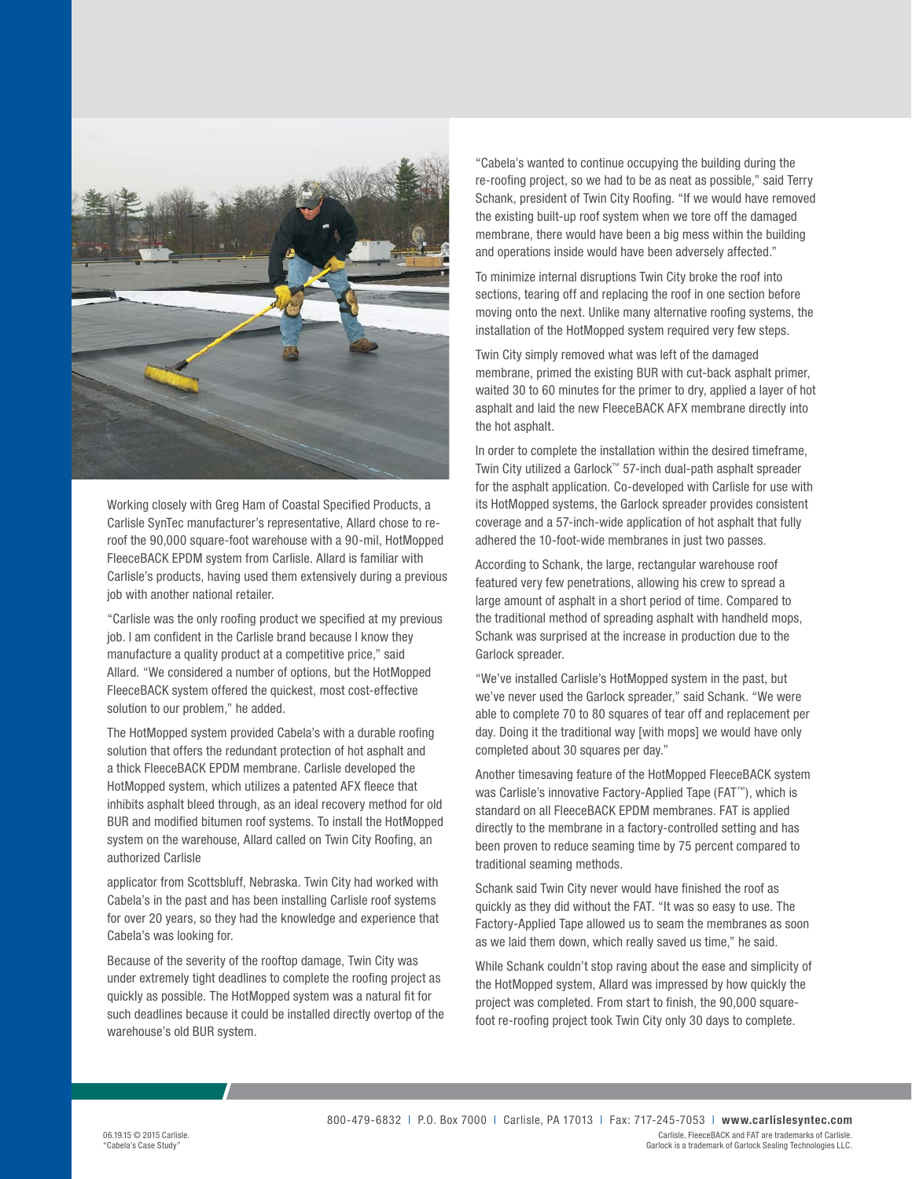Working closely with Greg Ham of Coastal Specified Products, a Carlisle SynTec manufacturer's representative, Allard chose to re-roof the 90,000 square-foot warehouse with a 90-mil, HotMopped FleeceBACK EPDM system from Carlisle. Allard is familiar with Carlisle's products, having used them extensively during a previous job with another national retailer.

"Carlisle was the only roofing product we specified at my previous job. I am confident in the Carlisle brand because I know they manufacture a quality product at a competitive price," said Allard. "We considered a number of options, but the HotMopped FleeceBACK system offered the quickest, most cost-effective solution to our problem," he added.

The HotMopped system provided Cabela's with a durable roofing solution that offers the redundant protection of hot asphalt and a thick FleeceBACK EPDM membrane. Carlisle developed the HotMopped system, which utilizes a patented AFX fleece that inhibits asphalt bleed through, as an ideal recovery method for old BUR and modified bitumen roof systems. To install the HotMopped system on the warehouse, Allard called on Twin City Roofing, an authorized Carlisle applicator from Scottsbluff, Nebraska. Twin City had worked with Cabela's in the past and has been installing Carlisle roof systems for over 20 years, so they had the knowledge and experience that Cabela's was looking for.

Because of the severity of the rooftop damage, Twin City was under extremely tight deadlines to complete the roofing project as quickly as possible. The HotMopped system was a natural fit for such deadlines because it could be installed directly overtop of the warehouse's old BUR system.

"Cabela's wanted to continue occupying the building during the re-roofing project, so we had to be as neat as possible," said Terry Schank, president of Twin City Roofing. "If we would have removed the existing built-up roof system when we tore off the damaged membrane, there would have been a big mess within the building and operations inside would have been adversely affected."

To minimize internal disruptions Twin City broke the roof into sections, tearing off and replacing the roof in one section before moving onto the next. Unlike many alternative roofing systems, the installation of the HotMopped system required very few steps.

Twin City simply removed what was left of the damaged membrane, primed the existing BUR with cut-back asphalt primer, waited 30 to 60 minutes for the primer to dry, applied a layer of hot asphalt and laid the new FleeceBACK AFX membrane directly into the hot asphalt.

In order to complete the installation within the desired timeframe, Twin City utilized a Garlock™ 57-inch dual-path asphalt spreader for the asphalt application. Co-developed with Carlisle for use with its HotMopped systems, the Garlock spreader provides consistent coverage and a 57-inch-wide application of hot asphalt that fully adhered the 10-foot-wide membranes in just two passes.

According to Schank, the large, rectangular warehouse roof featured very few penetrations, allowing his crew to spread a large amount of asphalt in a short period of time. Compared to the traditional method of spreading asphalt with handheld mops, Schank was surprised at the increase in production due to the Garlock spreader.

"We've installed Carlisle's HotMopped system in the past, but we've never used the Garlock spreader," said Schank. "We were able to complete 70 to 80 squares of tear off and replacement per day. Doing it the traditional way [with mops] we would have only completed about 30 squares per day."

Another timesaving feature of the HotMopped FleeceBACK system was Carlisle's innovative Factory-Applied Tape (FAT™), which is standard on all FleeceBACK EPDM membranes. FAT is applied directly to the membrane in a factory-controlled setting and has been proven to reduce seaming time by 75 percent compared to traditional seaming methods.

Schank said Twin City never would have finished the roof as quickly as they did without the FAT. "It was so easy to use. The Factory-Applied Tape allowed us to seam the membranes as soon as we laid them down, which really saved us time," he said.

While Schank couldn't stop raving about the ease and simplicity of the HotMopped system, Allard was impressed by how quickly the project was completed. From start to finish, the 90,000 square-foot re-roofing project took Twin City only 30 days to complete.

800-479-6832 | P.O. Box 7000 | Carlisle, PA 17013 | Fax: 717-245-7053 | **www.carlislesyntec.com**

06.19.15 © 2015 Carlisle.
"Cabela's Case Study"

Carlisle, FleeceBACK and FAT are trademarks of Carlisle.
Garlock is a trademark of Garlock Sealing Technologies LLC.